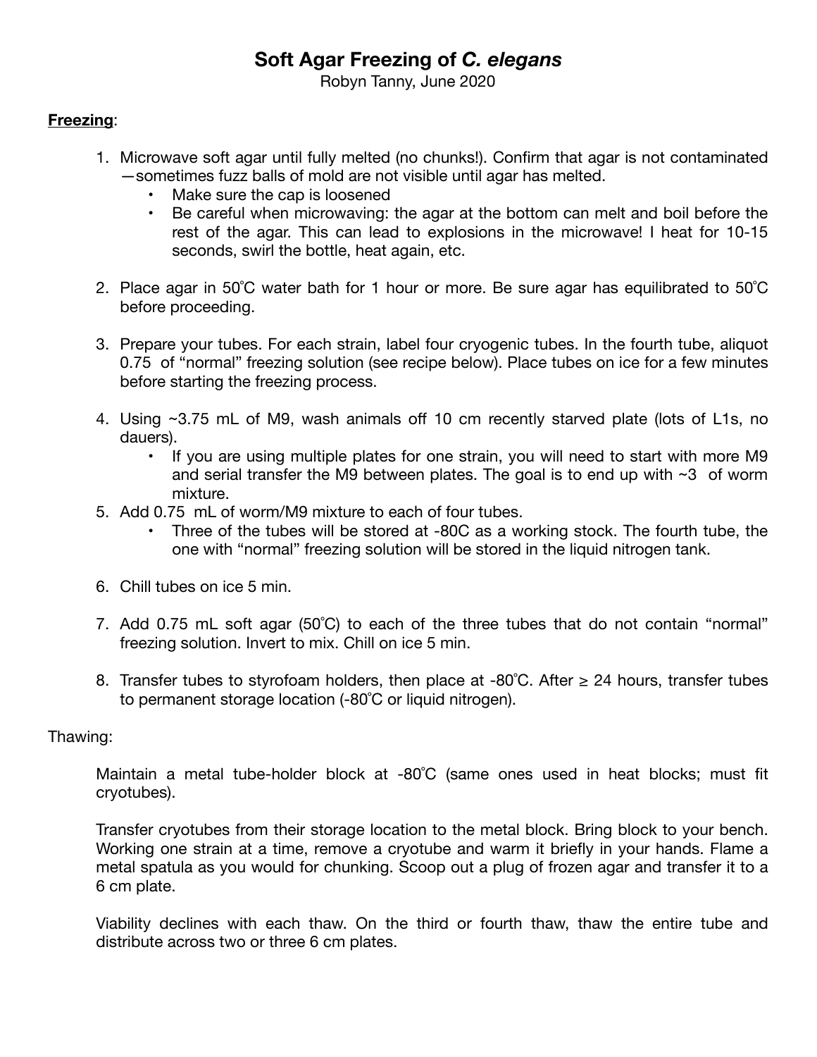# Soft Agar Freezing of *C. elegans*

Robyn Tanny, June 2020

**Freezing**:

1. Microwave soft agar until fully melted (no chunks!). Confirm that agar is not contaminated—sometimes fuzz balls of mold are not visible until agar has melted.
   - Make sure the cap is loosened
   - Be careful when microwaving: the agar at the bottom can melt and boil before the rest of the agar. This can lead to explosions in the microwave! I heat for 10-15 seconds, swirl the bottle, heat again, etc.

2. Place agar in 50˚C water bath for 1 hour or more. Be sure agar has equilibrated to 50˚C before proceeding.

3. Prepare your tubes. For each strain, label four cryogenic tubes. In the fourth tube, aliquot 0.75  of "normal" freezing solution (see recipe below). Place tubes on ice for a few minutes before starting the freezing process.

4. Using ~3.75 mL of M9, wash animals off 10 cm recently starved plate (lots of L1s, no dauers).
   - If you are using multiple plates for one strain, you will need to start with more M9 and serial transfer the M9 between plates. The goal is to end up with ~3  of worm mixture.

5. Add 0.75  mL of worm/M9 mixture to each of four tubes.
   - Three of the tubes will be stored at -80C as a working stock. The fourth tube, the one with "normal" freezing solution will be stored in the liquid nitrogen tank.

6. Chill tubes on ice 5 min.

7. Add 0.75 mL soft agar (50˚C) to each of the three tubes that do not contain "normal" freezing solution. Invert to mix. Chill on ice 5 min.

8. Transfer tubes to styrofoam holders, then place at -80˚C. After ≥ 24 hours, transfer tubes to permanent storage location (-80˚C or liquid nitrogen).

Thawing:

Maintain a metal tube-holder block at -80˚C (same ones used in heat blocks; must fit cryotubes).

Transfer cryotubes from their storage location to the metal block. Bring block to your bench. Working one strain at a time, remove a cryotube and warm it briefly in your hands. Flame a metal spatula as you would for chunking. Scoop out a plug of frozen agar and transfer it to a 6 cm plate.

Viability declines with each thaw. On the third or fourth thaw, thaw the entire tube and distribute across two or three 6 cm plates.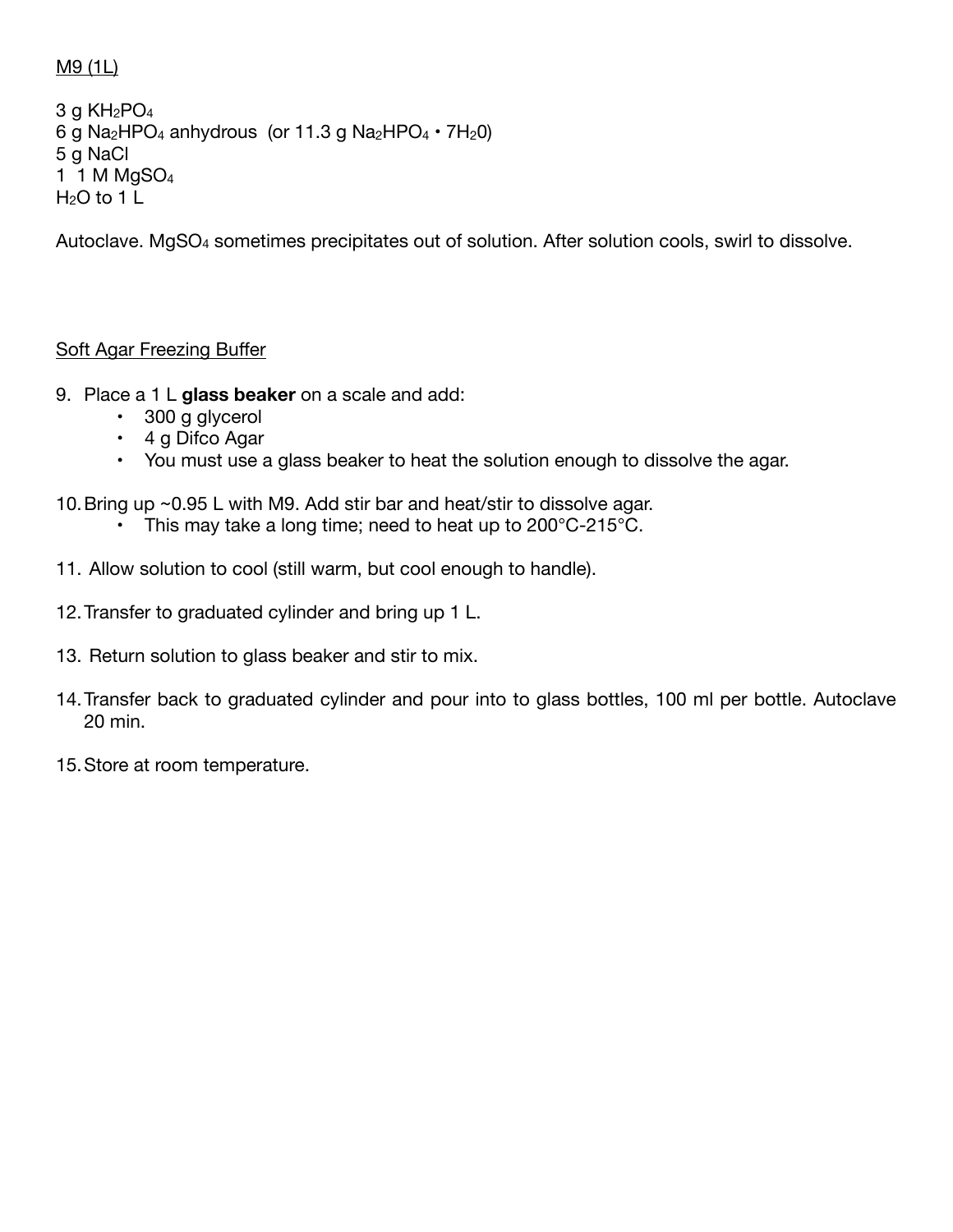<u>M9 (1L)</u>

3 g $KH_2PO_4$
6 g $Na_2HPO_4$ anhydrous (or 11.3 g $Na_2HPO_4 \cdot 7H_20$)
5 g NaCl
1 1 M $MgSO_4$
$H_2O$ to 1 L

Autoclave. $MgSO_4$ sometimes precipitates out of solution. After solution cools, swirl to dissolve.

<u>Soft Agar Freezing Buffer</u>

9. Place a 1 L **glass beaker** on a scale and add:
   - 300 g glycerol
   - 4 g Difco Agar
   - You must use a glass beaker to heat the solution enough to dissolve the agar.

10. Bring up ~0.95 L with M9. Add stir bar and heat/stir to dissolve agar.
    - This may take a long time; need to heat up to 200°C-215°C.

11. Allow solution to cool (still warm, but cool enough to handle).

12. Transfer to graduated cylinder and bring up 1 L.

13. Return solution to glass beaker and stir to mix.

14. Transfer back to graduated cylinder and pour into to glass bottles, 100 ml per bottle. Autoclave 20 min.

15. Store at room temperature.